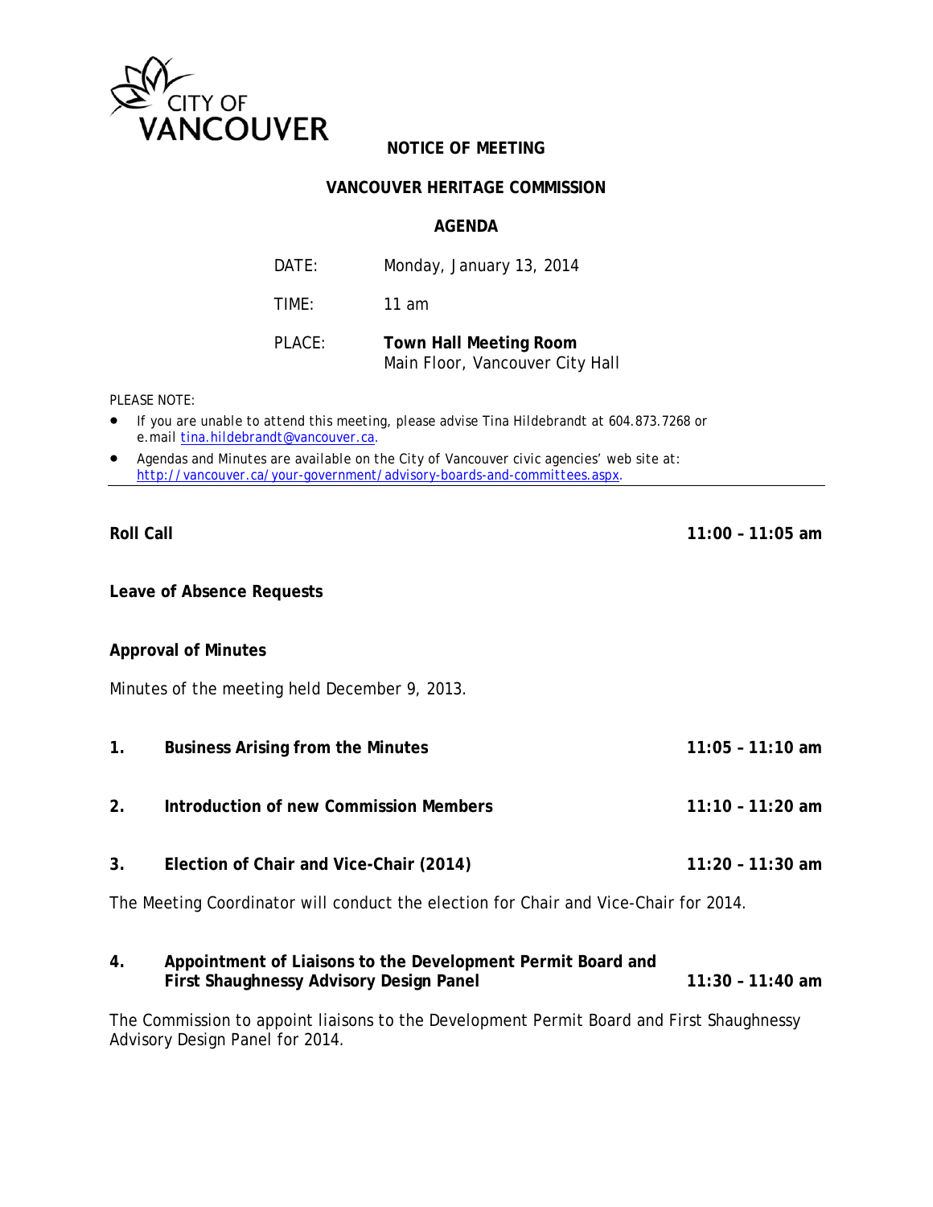CITY OF VANCOUVER

**NOTICE OF MEETING**

**VANCOUVER HERITAGE COMMISSION**

**AGENDA**

| | |
|---|---|
| DATE: | Monday, January 13, 2014 |
| TIME: | 11 am |
| PLACE: | **Town Hall Meeting Room** Main Floor, Vancouver City Hall |

PLEASE NOTE:

- If you are unable to attend this meeting, please advise Tina Hildebrandt at 604.873.7268 or e.mail tina.hildebrandt@vancouver.ca.
- Agendas and Minutes are available on the City of Vancouver civic agencies' web site at: http://vancouver.ca/your-government/advisory-boards-and-committees.aspx.

---

**Roll Call** **11:00 – 11:05 am**

**Leave of Absence Requests**

**Approval of Minutes**

Minutes of the meeting held December 9, 2013.

**1. Business Arising from the Minutes** **11:05 – 11:10 am**

**2. Introduction of new Commission Members** **11:10 – 11:20 am**

**3. Election of Chair and Vice-Chair (2014)** **11:20 – 11:30 am**

The Meeting Coordinator will conduct the election for Chair and Vice-Chair for 2014.

**4. Appointment of Liaisons to the Development Permit Board and First Shaughnessy Advisory Design Panel** **11:30 – 11:40 am**

The Commission to appoint liaisons to the Development Permit Board and First Shaughnessy Advisory Design Panel for 2014.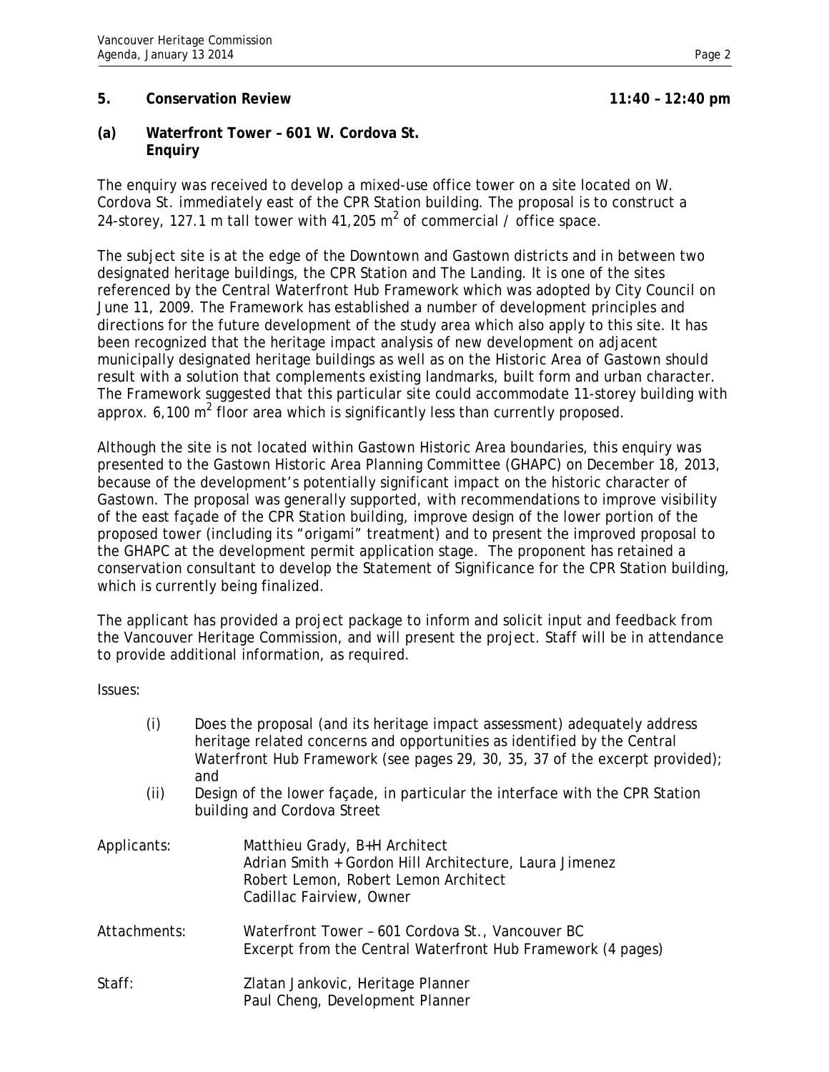## 5. Conservation Review 11:40 – 12:40 pm

### (a) Waterfront Tower – 601 W. Cordova St. Enquiry

The enquiry was received to develop a mixed-use office tower on a site located on W. Cordova St. immediately east of the CPR Station building. The proposal is to construct a 24-storey, 127.1 m tall tower with 41,205 $m^2$ of commercial / office space.

The subject site is at the edge of the Downtown and Gastown districts and in between two designated heritage buildings, the CPR Station and The Landing. It is one of the sites referenced by the Central Waterfront Hub Framework which was adopted by City Council on June 11, 2009. The Framework has established a number of development principles and directions for the future development of the study area which also apply to this site. It has been recognized that the heritage impact analysis of new development on adjacent municipally designated heritage buildings as well as on the Historic Area of Gastown should result with a solution that complements existing landmarks, built form and urban character. The Framework suggested that this particular site could accommodate 11-storey building with approx. 6,100 $m^2$ floor area which is significantly less than currently proposed.

Although the site is not located within Gastown Historic Area boundaries, this enquiry was presented to the Gastown Historic Area Planning Committee (GHAPC) on December 18, 2013, because of the development's potentially significant impact on the historic character of Gastown. The proposal was generally supported, with recommendations to improve visibility of the east façade of the CPR Station building, improve design of the lower portion of the proposed tower (including its "origami" treatment) and to present the improved proposal to the GHAPC at the development permit application stage. The proponent has retained a conservation consultant to develop the Statement of Significance for the CPR Station building, which is currently being finalized.

The applicant has provided a project package to inform and solicit input and feedback from the Vancouver Heritage Commission, and will present the project. Staff will be in attendance to provide additional information, as required.

Issues:

(i) Does the proposal (and its heritage impact assessment) adequately address heritage related concerns and opportunities as identified by the Central Waterfront Hub Framework (see pages 29, 30, 35, 37 of the excerpt provided); and

(ii) Design of the lower façade, in particular the interface with the CPR Station building and Cordova Street

Applicants: Matthieu Grady, B+H Architect
Adrian Smith + Gordon Hill Architecture, Laura Jimenez
Robert Lemon, Robert Lemon Architect
Cadillac Fairview, Owner

Attachments: Waterfront Tower – 601 Cordova St., Vancouver BC
Excerpt from the Central Waterfront Hub Framework (4 pages)

Staff: Zlatan Jankovic, Heritage Planner
Paul Cheng, Development Planner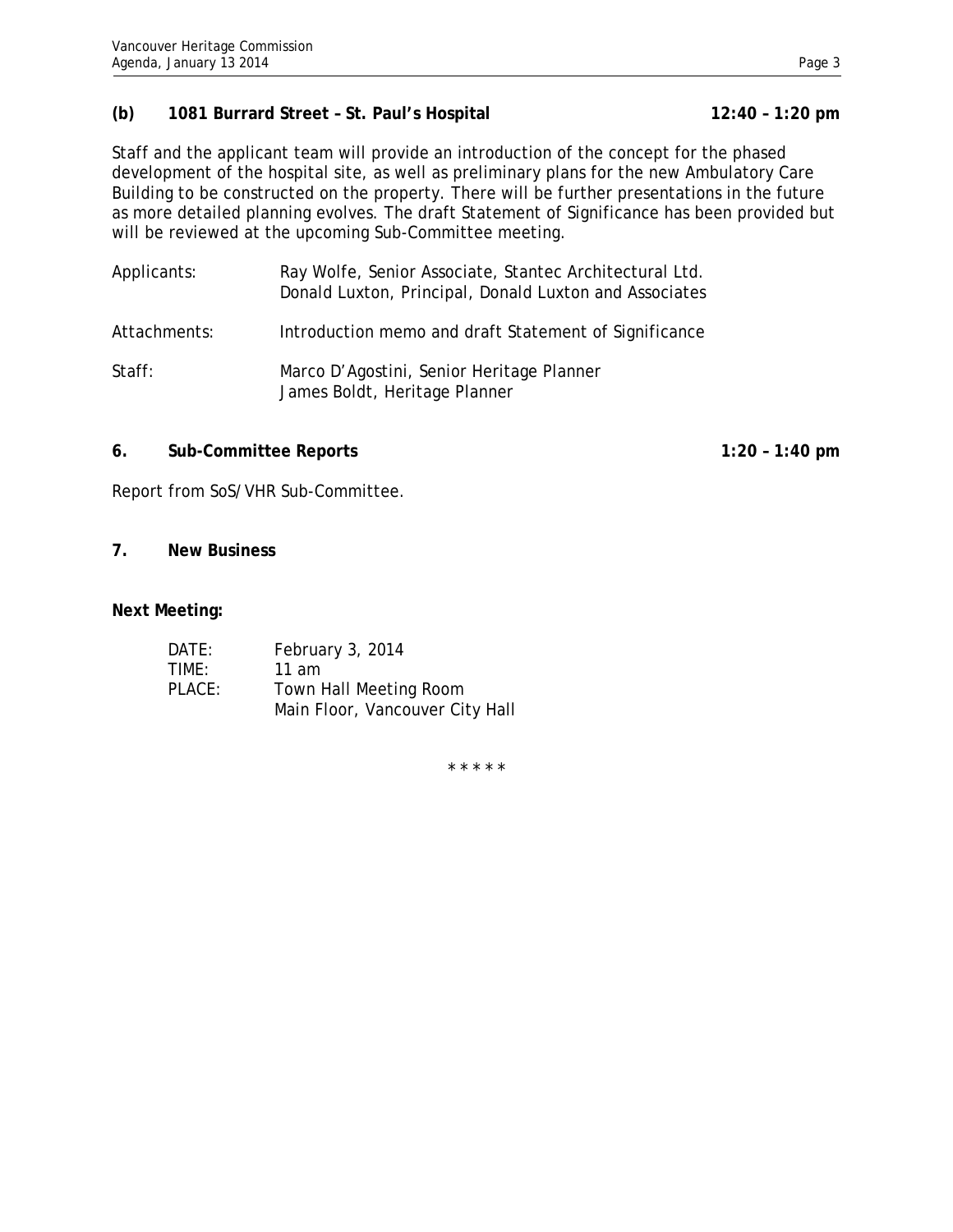**(b) 1081 Burrard Street – St. Paul's Hospital** **12:40 – 1:20 pm**

Staff and the applicant team will provide an introduction of the concept for the phased development of the hospital site, as well as preliminary plans for the new Ambulatory Care Building to be constructed on the property. There will be further presentations in the future as more detailed planning evolves. The draft Statement of Significance has been provided but will be reviewed at the upcoming Sub-Committee meeting.

| | |
|---|---|
| Applicants: | Ray Wolfe, Senior Associate, Stantec Architectural Ltd.<br>Donald Luxton, Principal, Donald Luxton and Associates |
| Attachments: | Introduction memo and draft Statement of Significance |
| Staff: | Marco D'Agostini, Senior Heritage Planner<br>James Boldt, Heritage Planner |

**6. Sub-Committee Reports** **1:20 – 1:40 pm**

Report from SoS/VHR Sub-Committee.

**7. New Business**

**Next Meeting:**

| | |
|---|---|
| DATE: | February 3, 2014 |
| TIME: | 11 am |
| PLACE: | Town Hall Meeting Room<br>Main Floor, Vancouver City Hall |

* * * * *